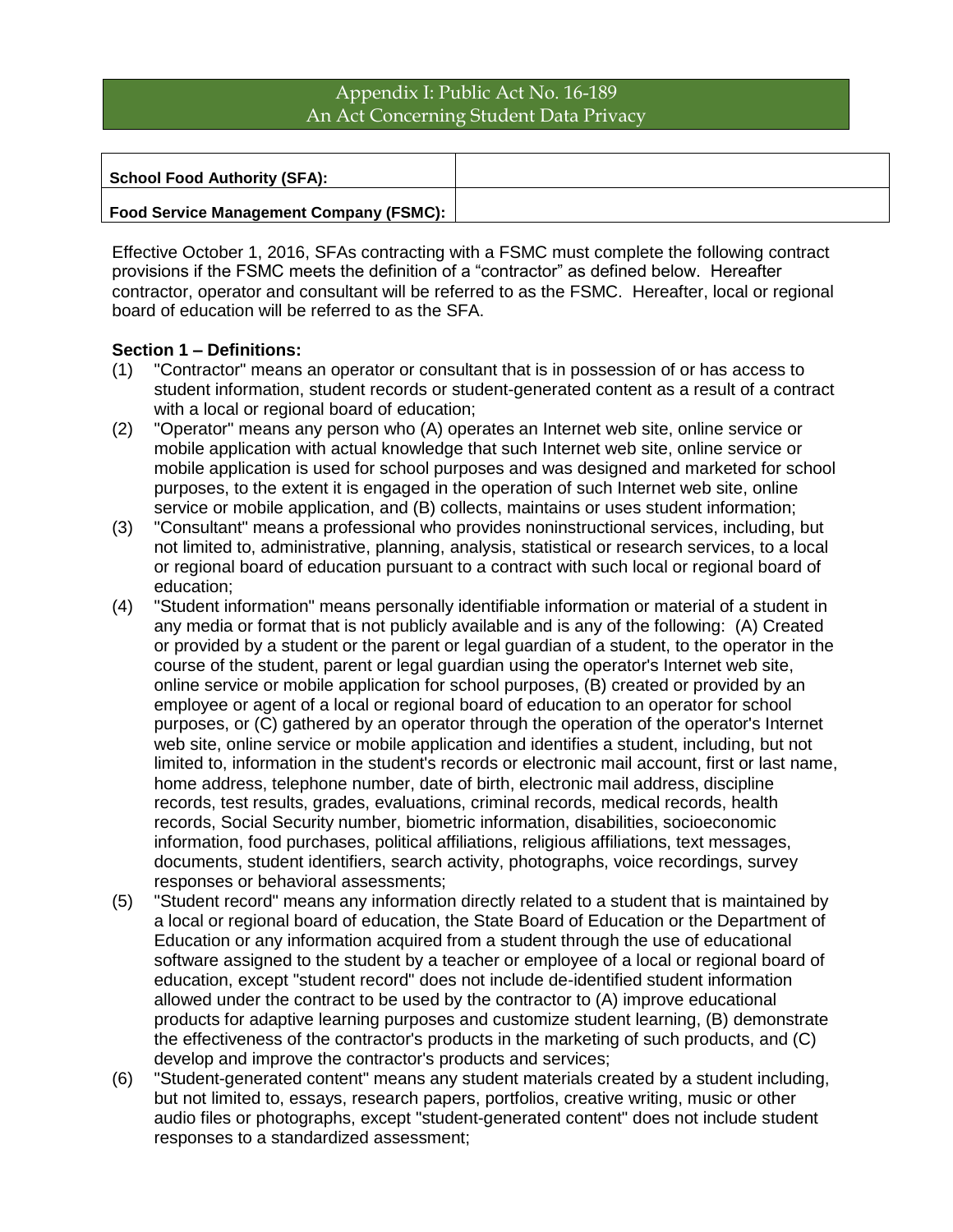# Appendix I: Public Act No. 16-189
## An Act Concerning Student Data Privacy

| School Food Authority (SFA): | |
|---|---|
| **Food Service Management Company (FSMC):** | |

Effective October 1, 2016, SFAs contracting with a FSMC must complete the following contract provisions if the FSMC meets the definition of a "contractor" as defined below. Hereafter contractor, operator and consultant will be referred to as the FSMC. Hereafter, local or regional board of education will be referred to as the SFA.

**Section 1 – Definitions:**

(1) "Contractor" means an operator or consultant that is in possession of or has access to student information, student records or student-generated content as a result of a contract with a local or regional board of education;

(2) "Operator" means any person who (A) operates an Internet web site, online service or mobile application with actual knowledge that such Internet web site, online service or mobile application is used for school purposes and was designed and marketed for school purposes, to the extent it is engaged in the operation of such Internet web site, online service or mobile application, and (B) collects, maintains or uses student information;

(3) "Consultant" means a professional who provides noninstructional services, including, but not limited to, administrative, planning, analysis, statistical or research services, to a local or regional board of education pursuant to a contract with such local or regional board of education;

(4) "Student information" means personally identifiable information or material of a student in any media or format that is not publicly available and is any of the following: (A) Created or provided by a student or the parent or legal guardian of a student, to the operator in the course of the student, parent or legal guardian using the operator's Internet web site, online service or mobile application for school purposes, (B) created or provided by an employee or agent of a local or regional board of education to an operator for school purposes, or (C) gathered by an operator through the operation of the operator's Internet web site, online service or mobile application and identifies a student, including, but not limited to, information in the student's records or electronic mail account, first or last name, home address, telephone number, date of birth, electronic mail address, discipline records, test results, grades, evaluations, criminal records, medical records, health records, Social Security number, biometric information, disabilities, socioeconomic information, food purchases, political affiliations, religious affiliations, text messages, documents, student identifiers, search activity, photographs, voice recordings, survey responses or behavioral assessments;

(5) "Student record" means any information directly related to a student that is maintained by a local or regional board of education, the State Board of Education or the Department of Education or any information acquired from a student through the use of educational software assigned to the student by a teacher or employee of a local or regional board of education, except "student record" does not include de-identified student information allowed under the contract to be used by the contractor to (A) improve educational products for adaptive learning purposes and customize student learning, (B) demonstrate the effectiveness of the contractor's products in the marketing of such products, and (C) develop and improve the contractor's products and services;

(6) "Student-generated content" means any student materials created by a student including, but not limited to, essays, research papers, portfolios, creative writing, music or other audio files or photographs, except "student-generated content" does not include student responses to a standardized assessment;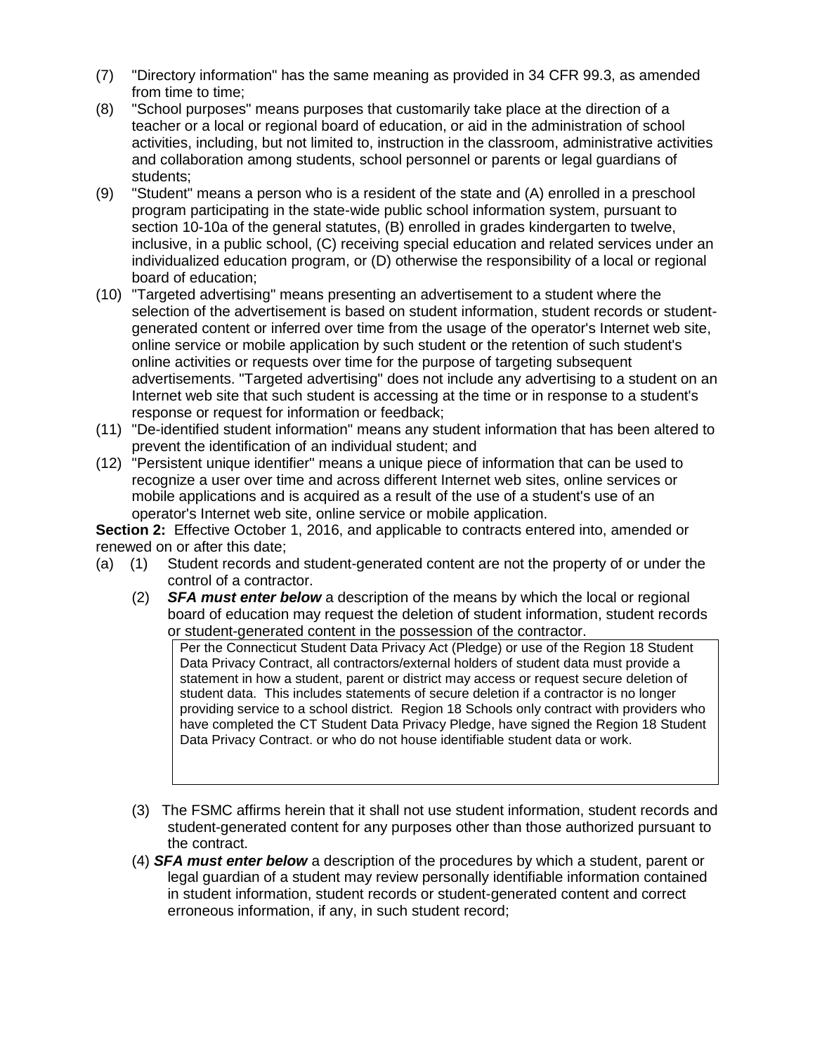(7) "Directory information" has the same meaning as provided in 34 CFR 99.3, as amended from time to time;

(8) "School purposes" means purposes that customarily take place at the direction of a teacher or a local or regional board of education, or aid in the administration of school activities, including, but not limited to, instruction in the classroom, administrative activities and collaboration among students, school personnel or parents or legal guardians of students;

(9) "Student" means a person who is a resident of the state and (A) enrolled in a preschool program participating in the state-wide public school information system, pursuant to section 10-10a of the general statutes, (B) enrolled in grades kindergarten to twelve, inclusive, in a public school, (C) receiving special education and related services under an individualized education program, or (D) otherwise the responsibility of a local or regional board of education;

(10) "Targeted advertising" means presenting an advertisement to a student where the selection of the advertisement is based on student information, student records or student-generated content or inferred over time from the usage of the operator's Internet web site, online service or mobile application by such student or the retention of such student's online activities or requests over time for the purpose of targeting subsequent advertisements. "Targeted advertising" does not include any advertising to a student on an Internet web site that such student is accessing at the time or in response to a student's response or request for information or feedback;

(11) "De-identified student information" means any student information that has been altered to prevent the identification of an individual student; and

(12) "Persistent unique identifier" means a unique piece of information that can be used to recognize a user over time and across different Internet web sites, online services or mobile applications and is acquired as a result of the use of a student's use of an operator's Internet web site, online service or mobile application.

**Section 2:** Effective October 1, 2016, and applicable to contracts entered into, amended or renewed on or after this date;

(a) (1) Student records and student-generated content are not the property of or under the control of a contractor.

(2) ***SFA must enter below*** a description of the means by which the local or regional board of education may request the deletion of student information, student records or student-generated content in the possession of the contractor.

> Per the Connecticut Student Data Privacy Act (Pledge) or use of the Region 18 Student Data Privacy Contract, all contractors/external holders of student data must provide a statement in how a student, parent or district may access or request secure deletion of student data. This includes statements of secure deletion if a contractor is no longer providing service to a school district. Region 18 Schools only contract with providers who have completed the CT Student Data Privacy Pledge, have signed the Region 18 Student Data Privacy Contract. or who do not house identifiable student data or work.

(3) The FSMC affirms herein that it shall not use student information, student records and student-generated content for any purposes other than those authorized pursuant to the contract.

(4) ***SFA must enter below*** a description of the procedures by which a student, parent or legal guardian of a student may review personally identifiable information contained in student information, student records or student-generated content and correct erroneous information, if any, in such student record;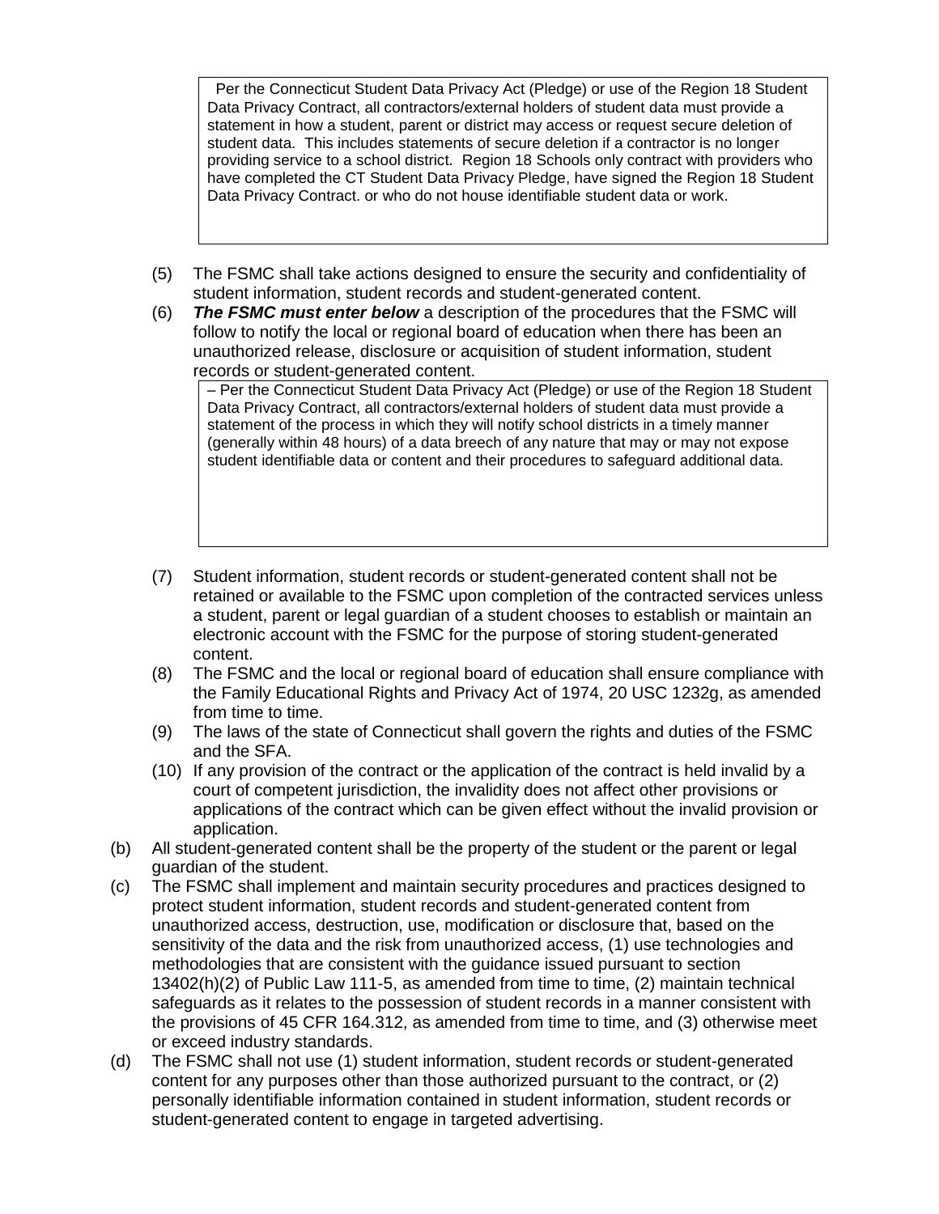> Per the Connecticut Student Data Privacy Act (Pledge) or use of the Region 18 Student Data Privacy Contract, all contractors/external holders of student data must provide a statement in how a student, parent or district may access or request secure deletion of student data. This includes statements of secure deletion if a contractor is no longer providing service to a school district. Region 18 Schools only contract with providers who have completed the CT Student Data Privacy Pledge, have signed the Region 18 Student Data Privacy Contract. or who do not house identifiable student data or work.

(5) The FSMC shall take actions designed to ensure the security and confidentiality of student information, student records and student-generated content.

(6) ***The FSMC must enter below*** a description of the procedures that the FSMC will follow to notify the local or regional board of education when there has been an unauthorized release, disclosure or acquisition of student information, student records or student-generated content.

> – Per the Connecticut Student Data Privacy Act (Pledge) or use of the Region 18 Student Data Privacy Contract, all contractors/external holders of student data must provide a statement of the process in which they will notify school districts in a timely manner (generally within 48 hours) of a data breech of any nature that may or may not expose student identifiable data or content and their procedures to safeguard additional data.

(7) Student information, student records or student-generated content shall not be retained or available to the FSMC upon completion of the contracted services unless a student, parent or legal guardian of a student chooses to establish or maintain an electronic account with the FSMC for the purpose of storing student-generated content.

(8) The FSMC and the local or regional board of education shall ensure compliance with the Family Educational Rights and Privacy Act of 1974, 20 USC 1232g, as amended from time to time.

(9) The laws of the state of Connecticut shall govern the rights and duties of the FSMC and the SFA.

(10) If any provision of the contract or the application of the contract is held invalid by a court of competent jurisdiction, the invalidity does not affect other provisions or applications of the contract which can be given effect without the invalid provision or application.

(b) All student-generated content shall be the property of the student or the parent or legal guardian of the student.

(c) The FSMC shall implement and maintain security procedures and practices designed to protect student information, student records and student-generated content from unauthorized access, destruction, use, modification or disclosure that, based on the sensitivity of the data and the risk from unauthorized access, (1) use technologies and methodologies that are consistent with the guidance issued pursuant to section 13402(h)(2) of Public Law 111-5, as amended from time to time, (2) maintain technical safeguards as it relates to the possession of student records in a manner consistent with the provisions of 45 CFR 164.312, as amended from time to time, and (3) otherwise meet or exceed industry standards.

(d) The FSMC shall not use (1) student information, student records or student-generated content for any purposes other than those authorized pursuant to the contract, or (2) personally identifiable information contained in student information, student records or student-generated content to engage in targeted advertising.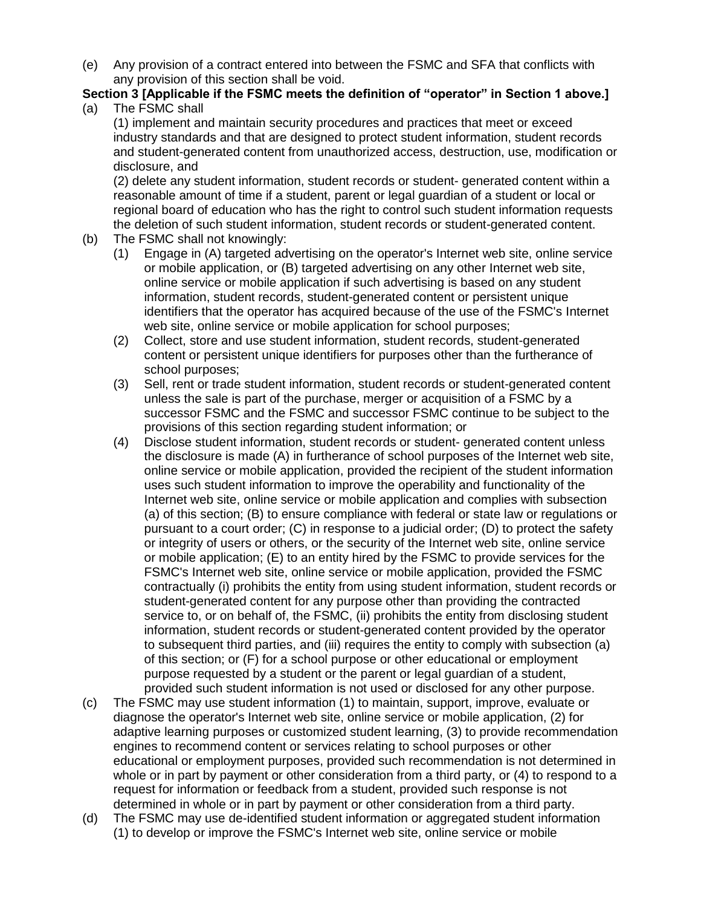(e) Any provision of a contract entered into between the FSMC and SFA that conflicts with any provision of this section shall be void.

**Section 3 [Applicable if the FSMC meets the definition of "operator" in Section 1 above.]**

(a) The FSMC shall

(1) implement and maintain security procedures and practices that meet or exceed industry standards and that are designed to protect student information, student records and student-generated content from unauthorized access, destruction, use, modification or disclosure, and

(2) delete any student information, student records or student- generated content within a reasonable amount of time if a student, parent or legal guardian of a student or local or regional board of education who has the right to control such student information requests the deletion of such student information, student records or student-generated content.

(b) The FSMC shall not knowingly:

(1) Engage in (A) targeted advertising on the operator's Internet web site, online service or mobile application, or (B) targeted advertising on any other Internet web site, online service or mobile application if such advertising is based on any student information, student records, student-generated content or persistent unique identifiers that the operator has acquired because of the use of the FSMC's Internet web site, online service or mobile application for school purposes;

(2) Collect, store and use student information, student records, student-generated content or persistent unique identifiers for purposes other than the furtherance of school purposes;

(3) Sell, rent or trade student information, student records or student-generated content unless the sale is part of the purchase, merger or acquisition of a FSMC by a successor FSMC and the FSMC and successor FSMC continue to be subject to the provisions of this section regarding student information; or

(4) Disclose student information, student records or student- generated content unless the disclosure is made (A) in furtherance of school purposes of the Internet web site, online service or mobile application, provided the recipient of the student information uses such student information to improve the operability and functionality of the Internet web site, online service or mobile application and complies with subsection (a) of this section; (B) to ensure compliance with federal or state law or regulations or pursuant to a court order; (C) in response to a judicial order; (D) to protect the safety or integrity of users or others, or the security of the Internet web site, online service or mobile application; (E) to an entity hired by the FSMC to provide services for the FSMC's Internet web site, online service or mobile application, provided the FSMC contractually (i) prohibits the entity from using student information, student records or student-generated content for any purpose other than providing the contracted service to, or on behalf of, the FSMC, (ii) prohibits the entity from disclosing student information, student records or student-generated content provided by the operator to subsequent third parties, and (iii) requires the entity to comply with subsection (a) of this section; or (F) for a school purpose or other educational or employment purpose requested by a student or the parent or legal guardian of a student, provided such student information is not used or disclosed for any other purpose.

(c) The FSMC may use student information (1) to maintain, support, improve, evaluate or diagnose the operator's Internet web site, online service or mobile application, (2) for adaptive learning purposes or customized student learning, (3) to provide recommendation engines to recommend content or services relating to school purposes or other educational or employment purposes, provided such recommendation is not determined in whole or in part by payment or other consideration from a third party, or (4) to respond to a request for information or feedback from a student, provided such response is not determined in whole or in part by payment or other consideration from a third party.

(d) The FSMC may use de-identified student information or aggregated student information (1) to develop or improve the FSMC's Internet web site, online service or mobile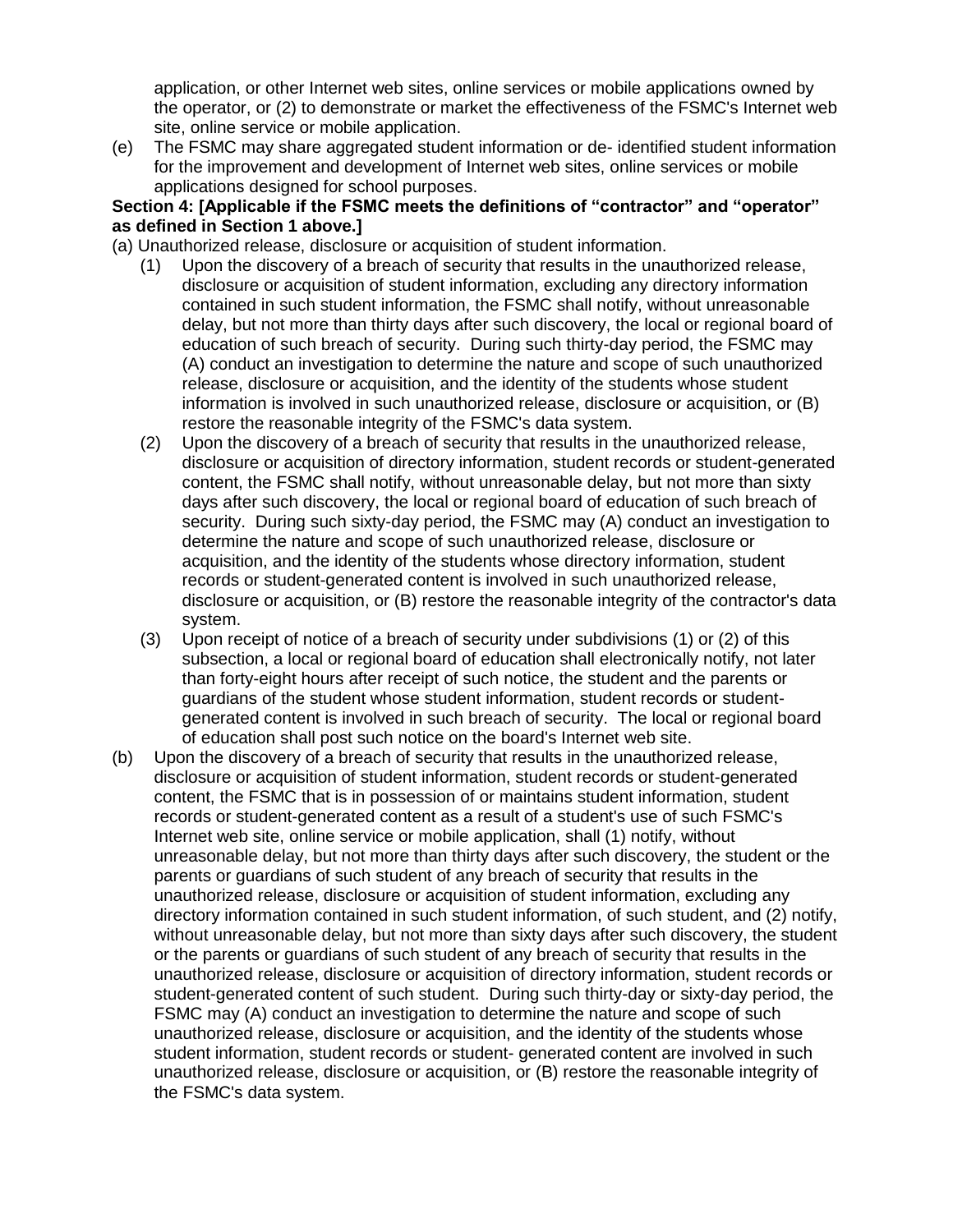application, or other Internet web sites, online services or mobile applications owned by the operator, or (2) to demonstrate or market the effectiveness of the FSMC's Internet web site, online service or mobile application.

(e) The FSMC may share aggregated student information or de- identified student information for the improvement and development of Internet web sites, online services or mobile applications designed for school purposes.

**Section 4: [Applicable if the FSMC meets the definitions of "contractor" and "operator" as defined in Section 1 above.]**

(a) Unauthorized release, disclosure or acquisition of student information.

(1) Upon the discovery of a breach of security that results in the unauthorized release, disclosure or acquisition of student information, excluding any directory information contained in such student information, the FSMC shall notify, without unreasonable delay, but not more than thirty days after such discovery, the local or regional board of education of such breach of security. During such thirty-day period, the FSMC may (A) conduct an investigation to determine the nature and scope of such unauthorized release, disclosure or acquisition, and the identity of the students whose student information is involved in such unauthorized release, disclosure or acquisition, or (B) restore the reasonable integrity of the FSMC's data system.

(2) Upon the discovery of a breach of security that results in the unauthorized release, disclosure or acquisition of directory information, student records or student-generated content, the FSMC shall notify, without unreasonable delay, but not more than sixty days after such discovery, the local or regional board of education of such breach of security. During such sixty-day period, the FSMC may (A) conduct an investigation to determine the nature and scope of such unauthorized release, disclosure or acquisition, and the identity of the students whose directory information, student records or student-generated content is involved in such unauthorized release, disclosure or acquisition, or (B) restore the reasonable integrity of the contractor's data system.

(3) Upon receipt of notice of a breach of security under subdivisions (1) or (2) of this subsection, a local or regional board of education shall electronically notify, not later than forty-eight hours after receipt of such notice, the student and the parents or guardians of the student whose student information, student records or student-generated content is involved in such breach of security. The local or regional board of education shall post such notice on the board's Internet web site.

(b) Upon the discovery of a breach of security that results in the unauthorized release, disclosure or acquisition of student information, student records or student-generated content, the FSMC that is in possession of or maintains student information, student records or student-generated content as a result of a student's use of such FSMC's Internet web site, online service or mobile application, shall (1) notify, without unreasonable delay, but not more than thirty days after such discovery, the student or the parents or guardians of such student of any breach of security that results in the unauthorized release, disclosure or acquisition of student information, excluding any directory information contained in such student information, of such student, and (2) notify, without unreasonable delay, but not more than sixty days after such discovery, the student or the parents or guardians of such student of any breach of security that results in the unauthorized release, disclosure or acquisition of directory information, student records or student-generated content of such student. During such thirty-day or sixty-day period, the FSMC may (A) conduct an investigation to determine the nature and scope of such unauthorized release, disclosure or acquisition, and the identity of the students whose student information, student records or student- generated content are involved in such unauthorized release, disclosure or acquisition, or (B) restore the reasonable integrity of the FSMC's data system.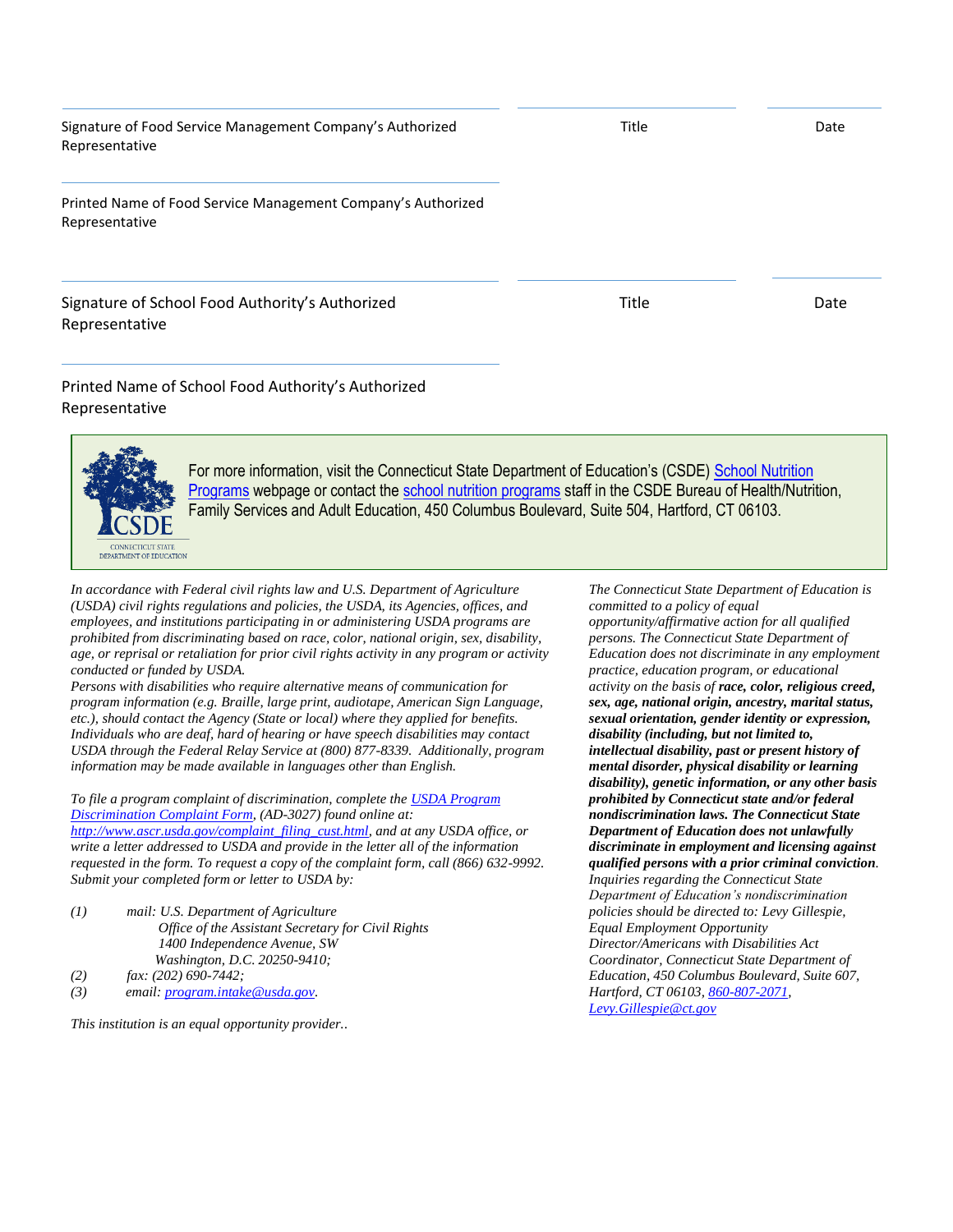| | | |
|---|---|---|
| Signature of Food Service Management Company's Authorized Representative | Title | Date |

Printed Name of Food Service Management Company's Authorized Representative

| | | |
|---|---|---|
| Signature of School Food Authority's Authorized Representative | Title | Date |

Printed Name of School Food Authority's Authorized Representative

For more information, visit the Connecticut State Department of Education's (CSDE) [School Nutrition Programs](#) webpage or contact the [school nutrition programs](#) staff in the CSDE Bureau of Health/Nutrition, Family Services and Adult Education, 450 Columbus Boulevard, Suite 504, Hartford, CT 06103.

*In accordance with Federal civil rights law and U.S. Department of Agriculture (USDA) civil rights regulations and policies, the USDA, its Agencies, offices, and employees, and institutions participating in or administering USDA programs are prohibited from discriminating based on race, color, national origin, sex, disability, age, or reprisal or retaliation for prior civil rights activity in any program or activity conducted or funded by USDA.*

*Persons with disabilities who require alternative means of communication for program information (e.g. Braille, large print, audiotape, American Sign Language, etc.), should contact the Agency (State or local) where they applied for benefits. Individuals who are deaf, hard of hearing or have speech disabilities may contact USDA through the Federal Relay Service at (800) 877-8339. Additionally, program information may be made available in languages other than English.*

*To file a program complaint of discrimination, complete the [USDA Program Discrimination Complaint Form](#), (AD-3027) found online at: [http://www.ascr.usda.gov/complaint_filing_cust.html](http://www.ascr.usda.gov/complaint_filing_cust.html), and at any USDA office, or write a letter addressed to USDA and provide in the letter all of the information requested in the form. To request a copy of the complaint form, call (866) 632-9992. Submit your completed form or letter to USDA by:*

*(1) mail: U.S. Department of Agriculture*
*Office of the Assistant Secretary for Civil Rights*
*1400 Independence Avenue, SW*
*Washington, D.C. 20250-9410;*

*(2) fax: (202) 690-7442;*

*(3) email: [program.intake@usda.gov](mailto:program.intake@usda.gov).*

*This institution is an equal opportunity provider..*

*The Connecticut State Department of Education is committed to a policy of equal opportunity/affirmative action for all qualified persons. The Connecticut State Department of Education does not discriminate in any employment practice, education program, or educational activity on the basis of* ***race, color, religious creed, sex, age, national origin, ancestry, marital status, sexual orientation, gender identity or expression, disability (including, but not limited to, intellectual disability, past or present history of mental disorder, physical disability or learning disability), genetic information, or any other basis prohibited by Connecticut state and/or federal nondiscrimination laws. The Connecticut State Department of Education does not unlawfully discriminate in employment and licensing against qualified persons with a prior criminal conviction****. Inquiries regarding the Connecticut State Department of Education's nondiscrimination policies should be directed to: Levy Gillespie, Equal Employment Opportunity Director/Americans with Disabilities Act Coordinator, Connecticut State Department of Education, 450 Columbus Boulevard, Suite 607, Hartford, CT 06103, [860-807-2071](tel:860-807-2071), [Levy.Gillespie@ct.gov](mailto:Levy.Gillespie@ct.gov)*